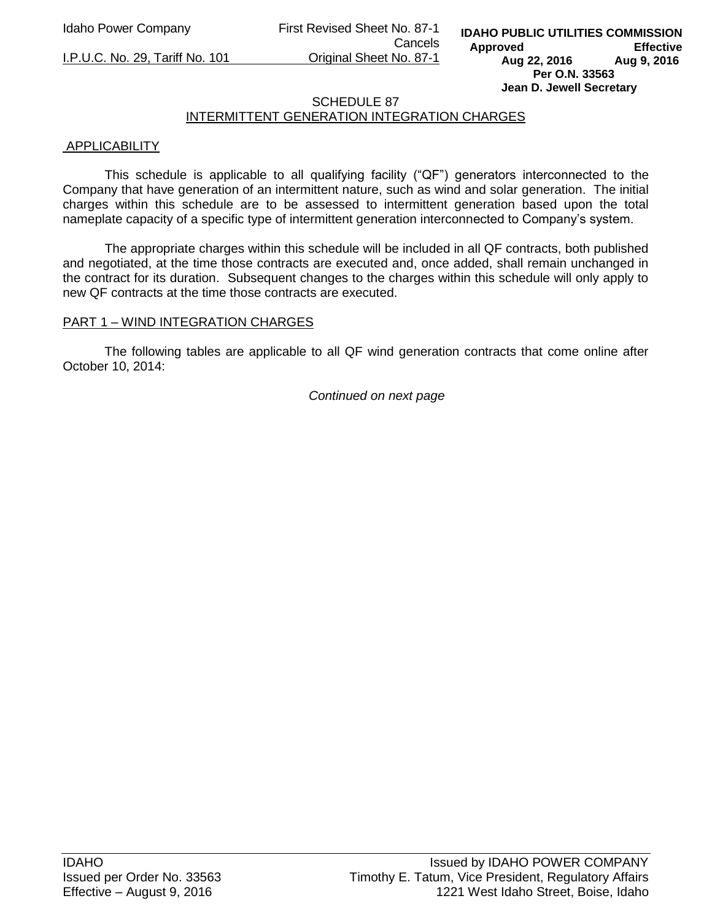## SCHEDULE 87
## INTERMITTENT GENERATION INTEGRATION CHARGES

### APPLICABILITY

This schedule is applicable to all qualifying facility ("QF") generators interconnected to the Company that have generation of an intermittent nature, such as wind and solar generation. The initial charges within this schedule are to be assessed to intermittent generation based upon the total nameplate capacity of a specific type of intermittent generation interconnected to Company's system.

The appropriate charges within this schedule will be included in all QF contracts, both published and negotiated, at the time those contracts are executed and, once added, shall remain unchanged in the contract for its duration. Subsequent changes to the charges within this schedule will only apply to new QF contracts at the time those contracts are executed.

### PART 1 – WIND INTEGRATION CHARGES

The following tables are applicable to all QF wind generation contracts that come online after October 10, 2014:

*Continued on next page*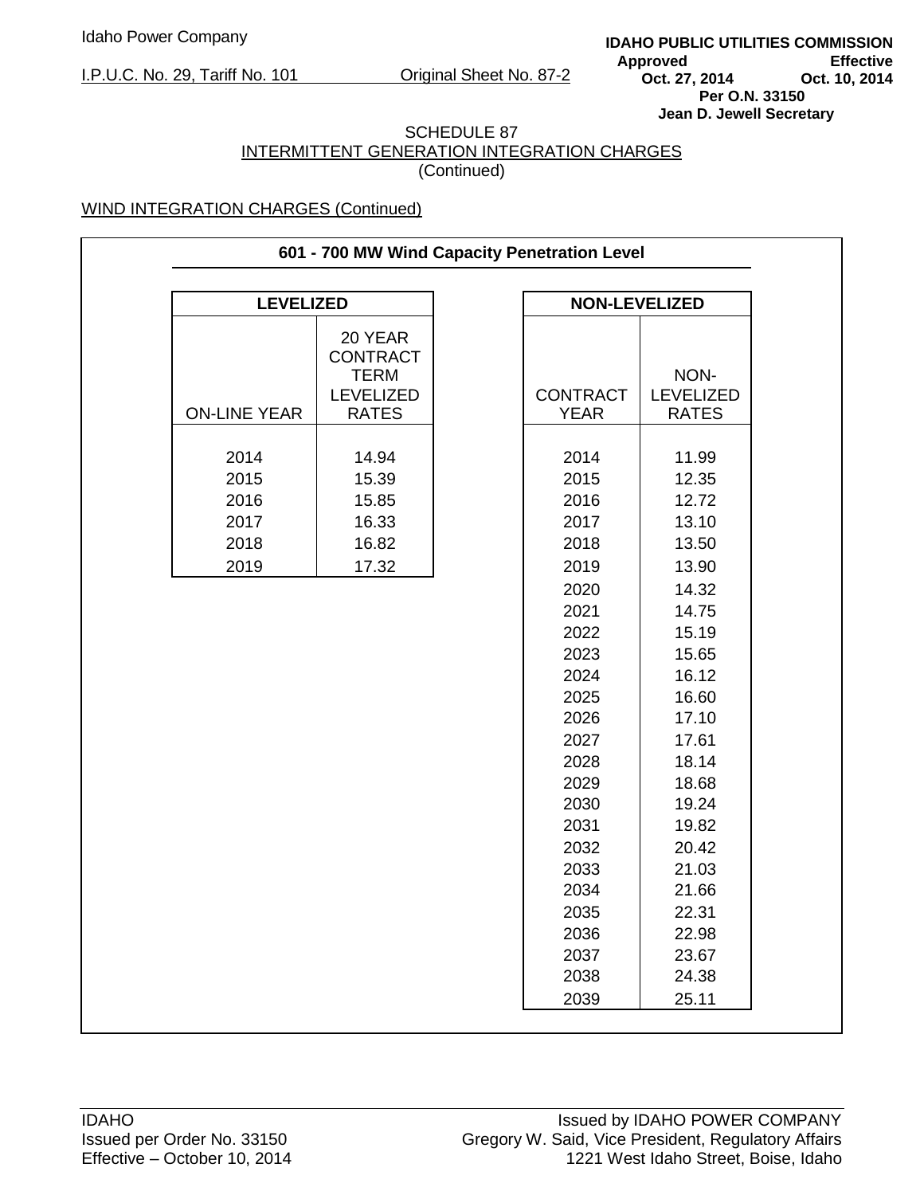Idaho Power Company

I.P.U.C. No. 29, Tariff No. 101 Original Sheet No. 87-2

**IDAHO PUBLIC UTILITIES COMMISSION**
**Approved Effective**
**Oct. 27, 2014 Oct. 10, 2014**
**Per O.N. 33150**
**Jean D. Jewell Secretary**

SCHEDULE 87
INTERMITTENT GENERATION INTEGRATION CHARGES
(Continued)

WIND INTEGRATION CHARGES (Continued)

**601 - 700 MW Wind Capacity Penetration Level**

| **LEVELIZED** | |
|---|---|
| ON-LINE YEAR | 20 YEAR CONTRACT TERM LEVELIZED RATES |
| 2014 | 14.94 |
| 2015 | 15.39 |
| 2016 | 15.85 |
| 2017 | 16.33 |
| 2018 | 16.82 |
| 2019 | 17.32 |

| **NON-LEVELIZED** | |
|---|---|
| CONTRACT YEAR | NON-LEVELIZED RATES |
| 2014 | 11.99 |
| 2015 | 12.35 |
| 2016 | 12.72 |
| 2017 | 13.10 |
| 2018 | 13.50 |
| 2019 | 13.90 |
| 2020 | 14.32 |
| 2021 | 14.75 |
| 2022 | 15.19 |
| 2023 | 15.65 |
| 2024 | 16.12 |
| 2025 | 16.60 |
| 2026 | 17.10 |
| 2027 | 17.61 |
| 2028 | 18.14 |
| 2029 | 18.68 |
| 2030 | 19.24 |
| 2031 | 19.82 |
| 2032 | 20.42 |
| 2033 | 21.03 |
| 2034 | 21.66 |
| 2035 | 22.31 |
| 2036 | 22.98 |
| 2037 | 23.67 |
| 2038 | 24.38 |
| 2039 | 25.11 |

IDAHO
Issued per Order No. 33150
Effective – October 10, 2014

Issued by IDAHO POWER COMPANY
Gregory W. Said, Vice President, Regulatory Affairs
1221 West Idaho Street, Boise, Idaho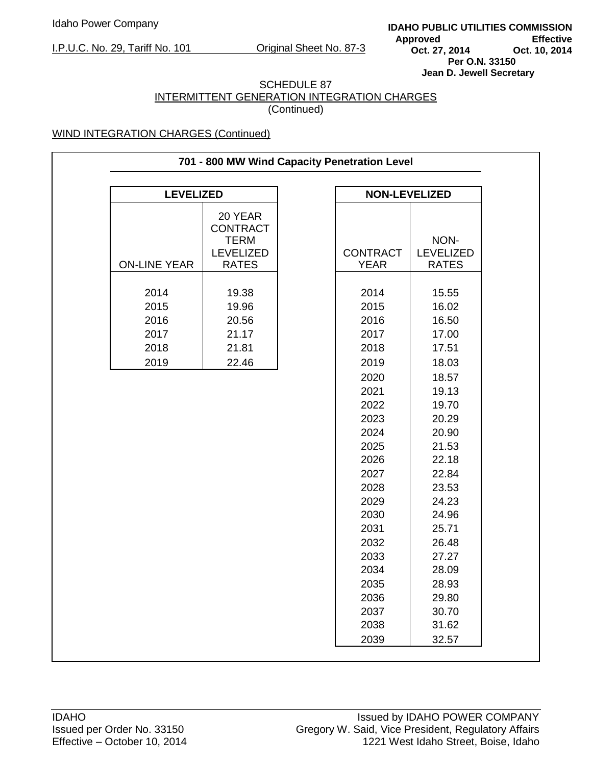Idaho Power Company

I.P.U.C. No. 29, Tariff No. 101 Original Sheet No. 87-3

**IDAHO PUBLIC UTILITIES COMMISSION**
**Approved** Oct. 27, 2014 **Effective** Oct. 10, 2014
**Per O.N. 33150**
**Jean D. Jewell Secretary**

SCHEDULE 87
INTERMITTENT GENERATION INTEGRATION CHARGES
(Continued)

WIND INTEGRATION CHARGES (Continued)

**701 - 800 MW Wind Capacity Penetration Level**

**LEVELIZED**

| ON-LINE YEAR | 20 YEAR CONTRACT TERM LEVELIZED RATES |
|---|---|
| 2014 | 19.38 |
| 2015 | 19.96 |
| 2016 | 20.56 |
| 2017 | 21.17 |
| 2018 | 21.81 |
| 2019 | 22.46 |

**NON-LEVELIZED**

| CONTRACT YEAR | NON-LEVELIZED RATES |
|---|---|
| 2014 | 15.55 |
| 2015 | 16.02 |
| 2016 | 16.50 |
| 2017 | 17.00 |
| 2018 | 17.51 |
| 2019 | 18.03 |
| 2020 | 18.57 |
| 2021 | 19.13 |
| 2022 | 19.70 |
| 2023 | 20.29 |
| 2024 | 20.90 |
| 2025 | 21.53 |
| 2026 | 22.18 |
| 2027 | 22.84 |
| 2028 | 23.53 |
| 2029 | 24.23 |
| 2030 | 24.96 |
| 2031 | 25.71 |
| 2032 | 26.48 |
| 2033 | 27.27 |
| 2034 | 28.09 |
| 2035 | 28.93 |
| 2036 | 29.80 |
| 2037 | 30.70 |
| 2038 | 31.62 |
| 2039 | 32.57 |

IDAHO
Issued per Order No. 33150
Effective – October 10, 2014

Issued by IDAHO POWER COMPANY
Gregory W. Said, Vice President, Regulatory Affairs
1221 West Idaho Street, Boise, Idaho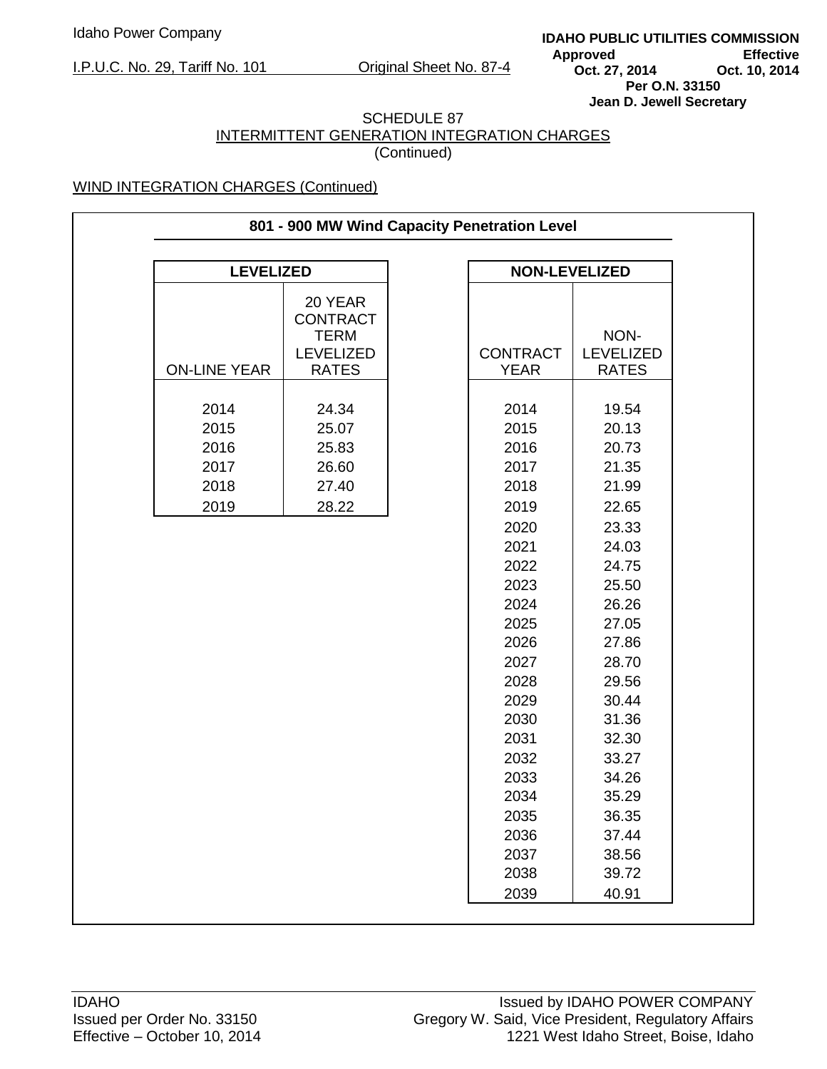SCHEDULE 87
INTERMITTENT GENERATION INTEGRATION CHARGES
(Continued)

WIND INTEGRATION CHARGES (Continued)

**801 - 900 MW Wind Capacity Penetration Level**

**LEVELIZED**

| ON-LINE YEAR | 20 YEAR CONTRACT TERM LEVELIZED RATES |
|---|---|
| 2014 | 24.34 |
| 2015 | 25.07 |
| 2016 | 25.83 |
| 2017 | 26.60 |
| 2018 | 27.40 |
| 2019 | 28.22 |

**NON-LEVELIZED**

| CONTRACT YEAR | NON-LEVELIZED RATES |
|---|---|
| 2014 | 19.54 |
| 2015 | 20.13 |
| 2016 | 20.73 |
| 2017 | 21.35 |
| 2018 | 21.99 |
| 2019 | 22.65 |
| 2020 | 23.33 |
| 2021 | 24.03 |
| 2022 | 24.75 |
| 2023 | 25.50 |
| 2024 | 26.26 |
| 2025 | 27.05 |
| 2026 | 27.86 |
| 2027 | 28.70 |
| 2028 | 29.56 |
| 2029 | 30.44 |
| 2030 | 31.36 |
| 2031 | 32.30 |
| 2032 | 33.27 |
| 2033 | 34.26 |
| 2034 | 35.29 |
| 2035 | 36.35 |
| 2036 | 37.44 |
| 2037 | 38.56 |
| 2038 | 39.72 |
| 2039 | 40.91 |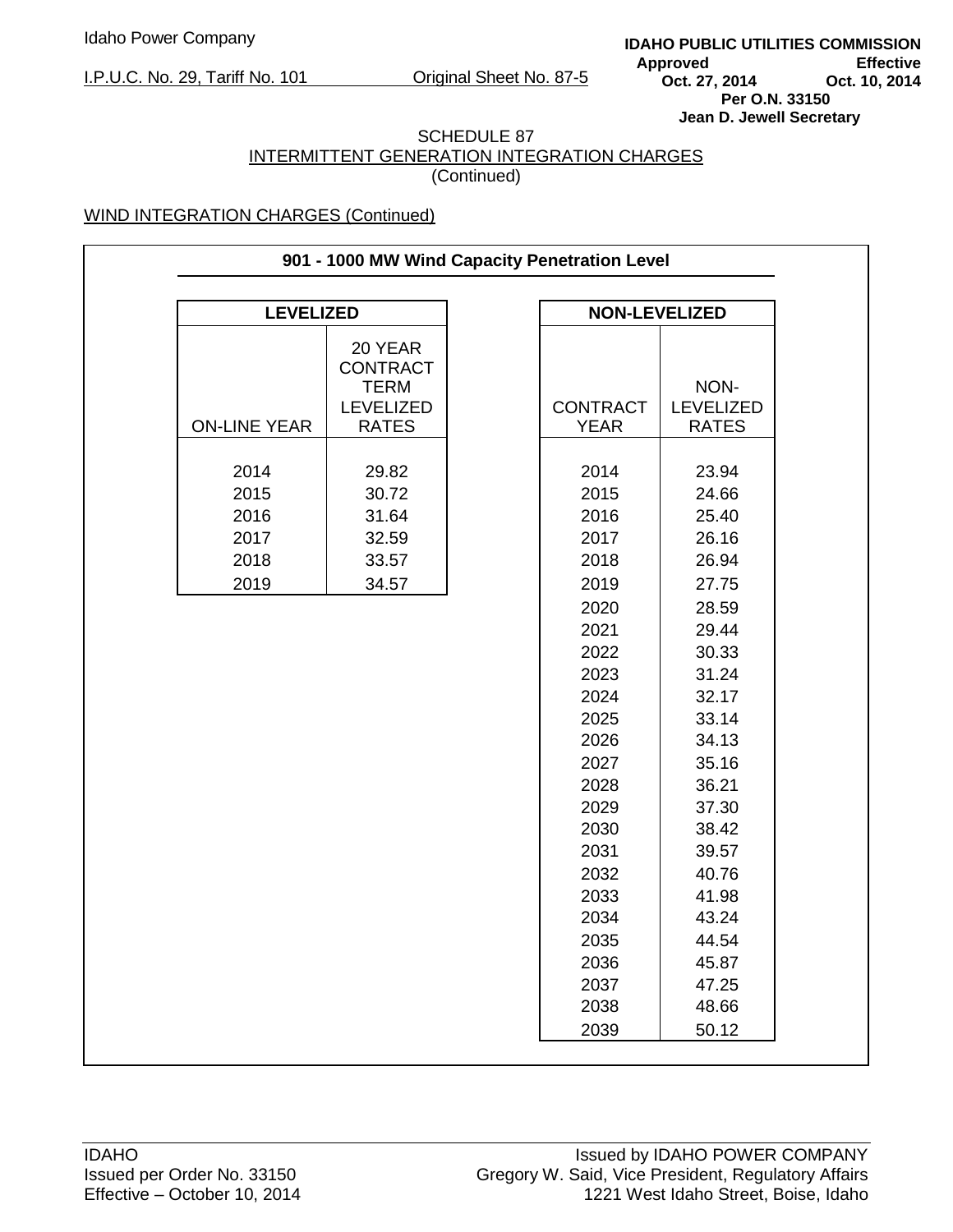## SCHEDULE 87
## INTERMITTENT GENERATION INTEGRATION CHARGES
(Continued)

WIND INTEGRATION CHARGES (Continued)

**901 - 1000 MW Wind Capacity Penetration Level**

**LEVELIZED**

| ON-LINE YEAR | 20 YEAR CONTRACT TERM LEVELIZED RATES |
|---|---|
| 2014 | 29.82 |
| 2015 | 30.72 |
| 2016 | 31.64 |
| 2017 | 32.59 |
| 2018 | 33.57 |
| 2019 | 34.57 |

**NON-LEVELIZED**

| CONTRACT YEAR | NON-LEVELIZED RATES |
|---|---|
| 2014 | 23.94 |
| 2015 | 24.66 |
| 2016 | 25.40 |
| 2017 | 26.16 |
| 2018 | 26.94 |
| 2019 | 27.75 |
| 2020 | 28.59 |
| 2021 | 29.44 |
| 2022 | 30.33 |
| 2023 | 31.24 |
| 2024 | 32.17 |
| 2025 | 33.14 |
| 2026 | 34.13 |
| 2027 | 35.16 |
| 2028 | 36.21 |
| 2029 | 37.30 |
| 2030 | 38.42 |
| 2031 | 39.57 |
| 2032 | 40.76 |
| 2033 | 41.98 |
| 2034 | 43.24 |
| 2035 | 44.54 |
| 2036 | 45.87 |
| 2037 | 47.25 |
| 2038 | 48.66 |
| 2039 | 50.12 |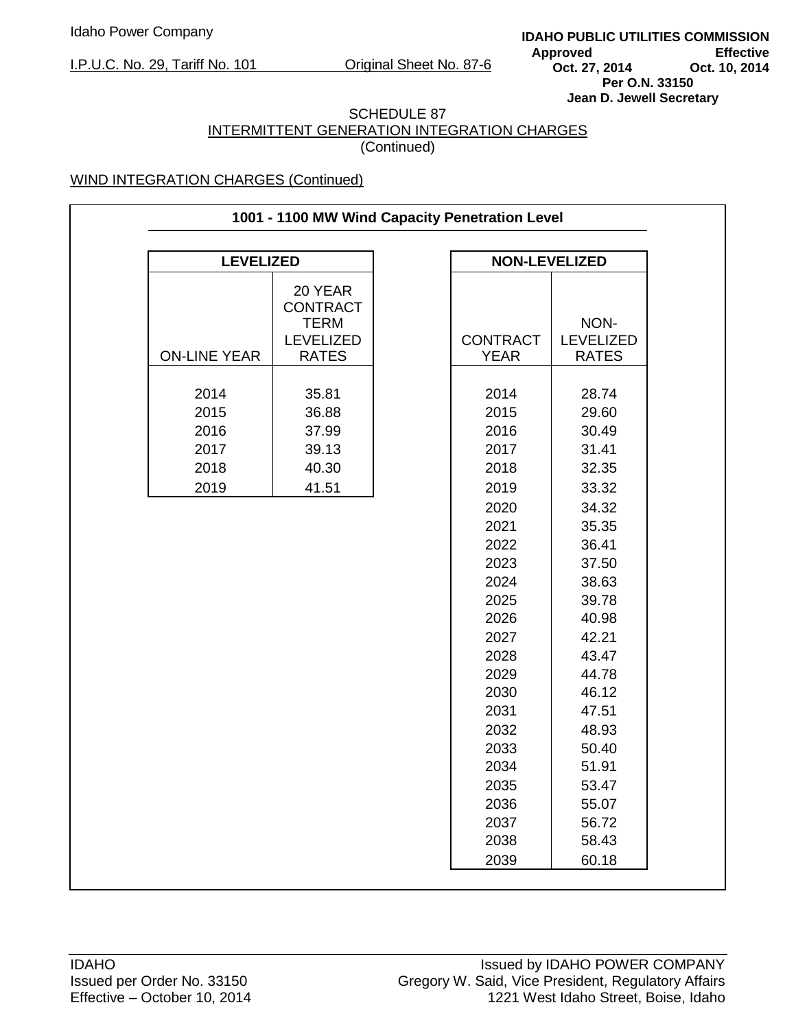SCHEDULE 87
INTERMITTENT GENERATION INTEGRATION CHARGES
(Continued)

WIND INTEGRATION CHARGES (Continued)

**1001 - 1100 MW Wind Capacity Penetration Level**

| **LEVELIZED** | |
|---|---|
| ON-LINE YEAR | 20 YEAR CONTRACT TERM LEVELIZED RATES |
| 2014 | 35.81 |
| 2015 | 36.88 |
| 2016 | 37.99 |
| 2017 | 39.13 |
| 2018 | 40.30 |
| 2019 | 41.51 |

| **NON-LEVELIZED** | |
|---|---|
| CONTRACT YEAR | NON-LEVELIZED RATES |
| 2014 | 28.74 |
| 2015 | 29.60 |
| 2016 | 30.49 |
| 2017 | 31.41 |
| 2018 | 32.35 |
| 2019 | 33.32 |
| 2020 | 34.32 |
| 2021 | 35.35 |
| 2022 | 36.41 |
| 2023 | 37.50 |
| 2024 | 38.63 |
| 2025 | 39.78 |
| 2026 | 40.98 |
| 2027 | 42.21 |
| 2028 | 43.47 |
| 2029 | 44.78 |
| 2030 | 46.12 |
| 2031 | 47.51 |
| 2032 | 48.93 |
| 2033 | 50.40 |
| 2034 | 51.91 |
| 2035 | 53.47 |
| 2036 | 55.07 |
| 2037 | 56.72 |
| 2038 | 58.43 |
| 2039 | 60.18 |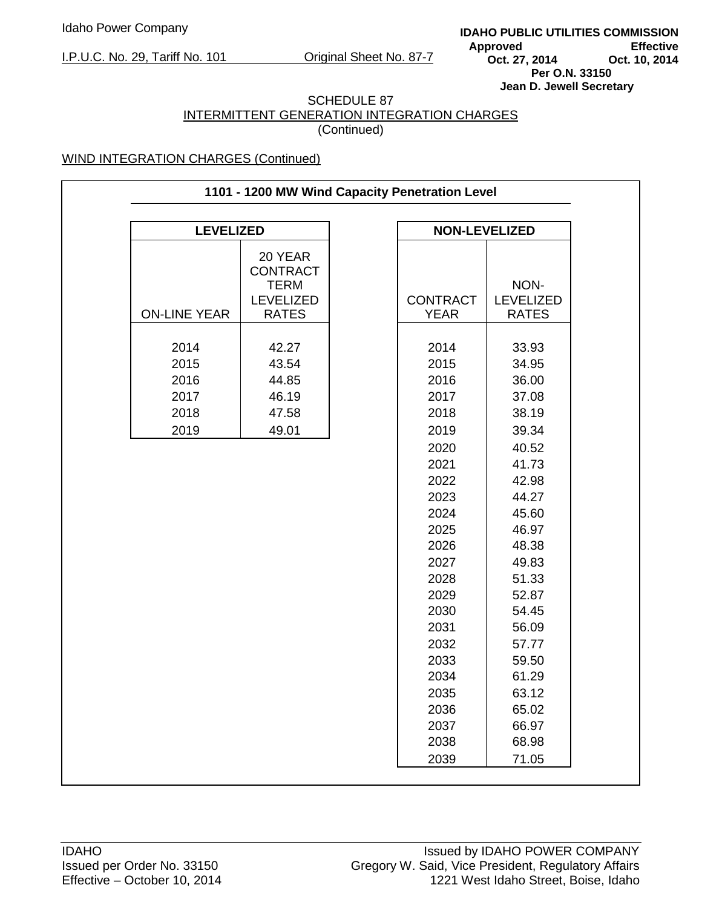Idaho Power Company

I.P.U.C. No. 29, Tariff No. 101 Original Sheet No. 87-7

**IDAHO PUBLIC UTILITIES COMMISSION**
**Approved Effective**
**Oct. 27, 2014 Oct. 10, 2014**
**Per O.N. 33150**
**Jean D. Jewell Secretary**

SCHEDULE 87
INTERMITTENT GENERATION INTEGRATION CHARGES
(Continued)

WIND INTEGRATION CHARGES (Continued)

**1101 - 1200 MW Wind Capacity Penetration Level**

**LEVELIZED**

| ON-LINE YEAR | 20 YEAR CONTRACT TERM LEVELIZED RATES |
|---|---|
| 2014 | 42.27 |
| 2015 | 43.54 |
| 2016 | 44.85 |
| 2017 | 46.19 |
| 2018 | 47.58 |
| 2019 | 49.01 |

**NON-LEVELIZED**

| CONTRACT YEAR | NON-LEVELIZED RATES |
|---|---|
| 2014 | 33.93 |
| 2015 | 34.95 |
| 2016 | 36.00 |
| 2017 | 37.08 |
| 2018 | 38.19 |
| 2019 | 39.34 |
| 2020 | 40.52 |
| 2021 | 41.73 |
| 2022 | 42.98 |
| 2023 | 44.27 |
| 2024 | 45.60 |
| 2025 | 46.97 |
| 2026 | 48.38 |
| 2027 | 49.83 |
| 2028 | 51.33 |
| 2029 | 52.87 |
| 2030 | 54.45 |
| 2031 | 56.09 |
| 2032 | 57.77 |
| 2033 | 59.50 |
| 2034 | 61.29 |
| 2035 | 63.12 |
| 2036 | 65.02 |
| 2037 | 66.97 |
| 2038 | 68.98 |
| 2039 | 71.05 |

IDAHO
Issued per Order No. 33150
Effective – October 10, 2014

Issued by IDAHO POWER COMPANY
Gregory W. Said, Vice President, Regulatory Affairs
1221 West Idaho Street, Boise, Idaho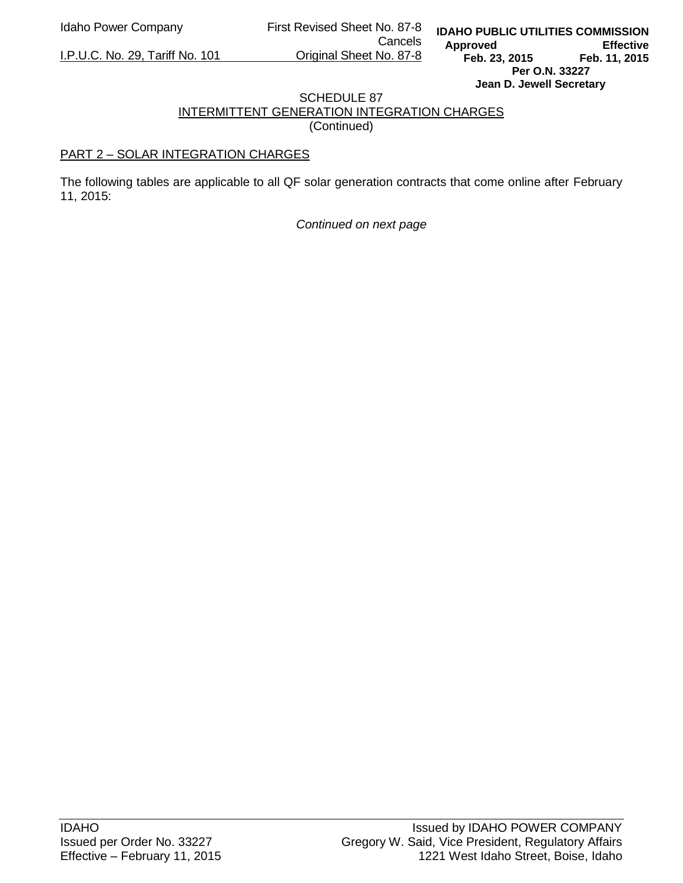SCHEDULE 87
INTERMITTENT GENERATION INTEGRATION CHARGES
(Continued)

PART 2 – SOLAR INTEGRATION CHARGES

The following tables are applicable to all QF solar generation contracts that come online after February 11, 2015:

*Continued on next page*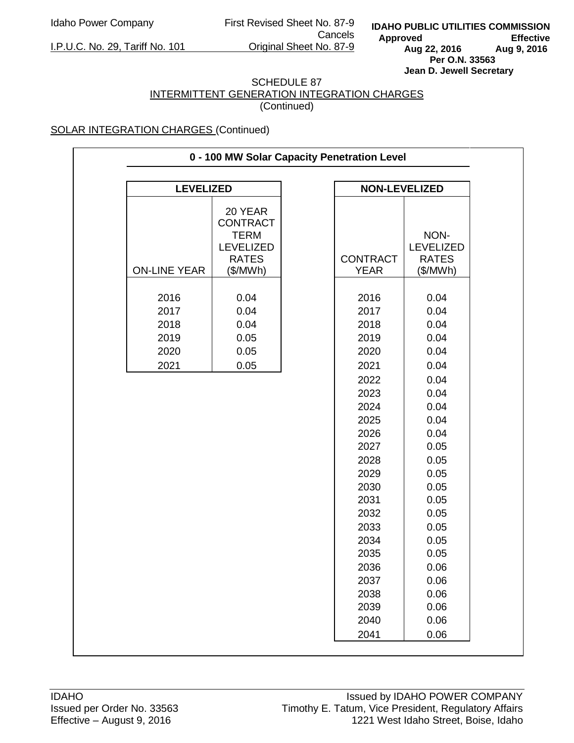Idaho Power Company
I.P.U.C. No. 29, Tariff No. 101

First Revised Sheet No. 87-9
Cancels
Original Sheet No. 87-9

**IDAHO PUBLIC UTILITIES COMMISSION**
**Approved** Aug 22, 2016 **Effective** Aug 9, 2016
**Per O.N. 33563**
**Jean D. Jewell Secretary**

SCHEDULE 87
INTERMITTENT GENERATION INTEGRATION CHARGES
(Continued)

SOLAR INTEGRATION CHARGES (Continued)

**0 - 100 MW Solar Capacity Penetration Level**

**LEVELIZED**

| ON-LINE YEAR | 20 YEAR CONTRACT TERM LEVELIZED RATES ($/MWh) |
|---|---|
| 2016 | 0.04 |
| 2017 | 0.04 |
| 2018 | 0.04 |
| 2019 | 0.05 |
| 2020 | 0.05 |
| 2021 | 0.05 |

**NON-LEVELIZED**

| CONTRACT YEAR | NON-LEVELIZED RATES ($/MWh) |
|---|---|
| 2016 | 0.04 |
| 2017 | 0.04 |
| 2018 | 0.04 |
| 2019 | 0.04 |
| 2020 | 0.04 |
| 2021 | 0.04 |
| 2022 | 0.04 |
| 2023 | 0.04 |
| 2024 | 0.04 |
| 2025 | 0.04 |
| 2026 | 0.04 |
| 2027 | 0.05 |
| 2028 | 0.05 |
| 2029 | 0.05 |
| 2030 | 0.05 |
| 2031 | 0.05 |
| 2032 | 0.05 |
| 2033 | 0.05 |
| 2034 | 0.05 |
| 2035 | 0.05 |
| 2036 | 0.06 |
| 2037 | 0.06 |
| 2038 | 0.06 |
| 2039 | 0.06 |
| 2040 | 0.06 |
| 2041 | 0.06 |

IDAHO
Issued per Order No. 33563
Effective – August 9, 2016

Issued by IDAHO POWER COMPANY
Timothy E. Tatum, Vice President, Regulatory Affairs
1221 West Idaho Street, Boise, Idaho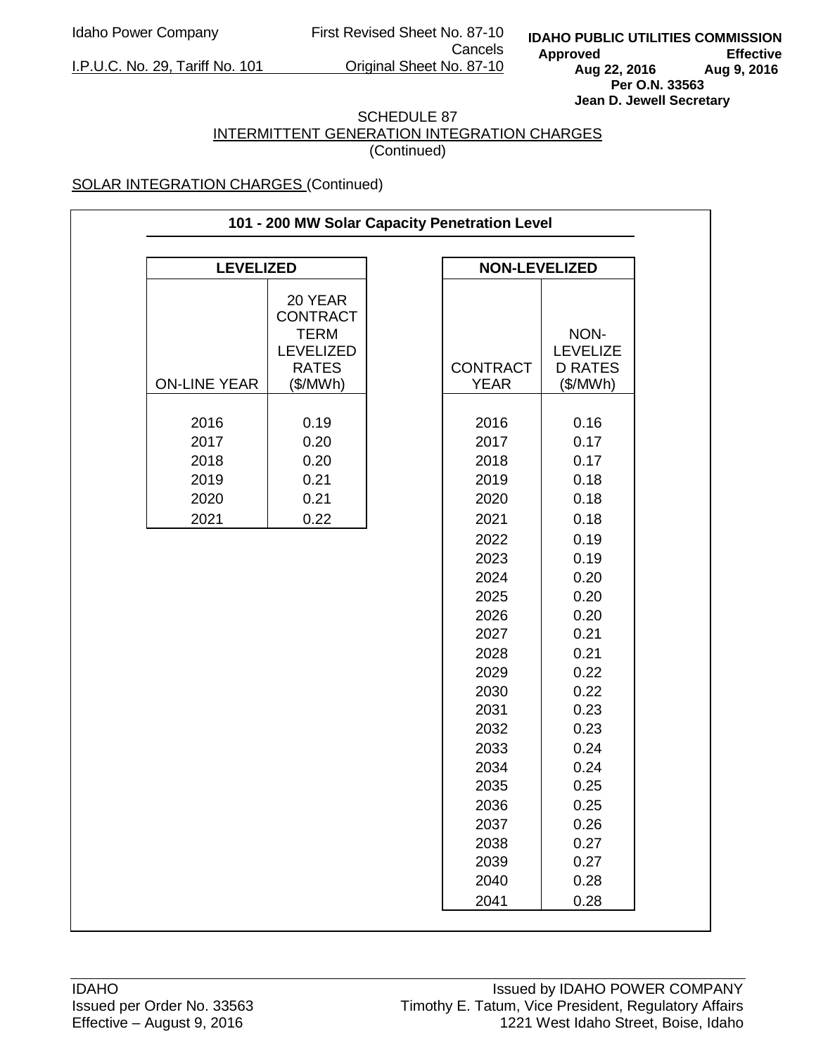Idaho Power Company — First Revised Sheet No. 87-10 Cancels Original Sheet No. 87-10

I.P.U.C. No. 29, Tariff No. 101

**IDAHO PUBLIC UTILITIES COMMISSION**
**Approved Aug 22, 2016 — Effective Aug 9, 2016**
**Per O.N. 33563**
**Jean D. Jewell Secretary**

SCHEDULE 87
INTERMITTENT GENERATION INTEGRATION CHARGES
(Continued)

SOLAR INTEGRATION CHARGES (Continued)

**101 - 200 MW Solar Capacity Penetration Level**

**LEVELIZED**

| ON-LINE YEAR | 20 YEAR CONTRACT TERM LEVELIZED RATES ($/MWh) |
|---|---|
| 2016 | 0.19 |
| 2017 | 0.20 |
| 2018 | 0.20 |
| 2019 | 0.21 |
| 2020 | 0.21 |
| 2021 | 0.22 |

**NON-LEVELIZED**

| CONTRACT YEAR | NON-LEVELIZED RATES ($/MWh) |
|---|---|
| 2016 | 0.16 |
| 2017 | 0.17 |
| 2018 | 0.17 |
| 2019 | 0.18 |
| 2020 | 0.18 |
| 2021 | 0.18 |
| 2022 | 0.19 |
| 2023 | 0.19 |
| 2024 | 0.20 |
| 2025 | 0.20 |
| 2026 | 0.20 |
| 2027 | 0.21 |
| 2028 | 0.21 |
| 2029 | 0.22 |
| 2030 | 0.22 |
| 2031 | 0.23 |
| 2032 | 0.23 |
| 2033 | 0.24 |
| 2034 | 0.24 |
| 2035 | 0.25 |
| 2036 | 0.25 |
| 2037 | 0.26 |
| 2038 | 0.27 |
| 2039 | 0.27 |
| 2040 | 0.28 |
| 2041 | 0.28 |

IDAHO
Issued per Order No. 33563
Effective – August 9, 2016

Issued by IDAHO POWER COMPANY
Timothy E. Tatum, Vice President, Regulatory Affairs
1221 West Idaho Street, Boise, Idaho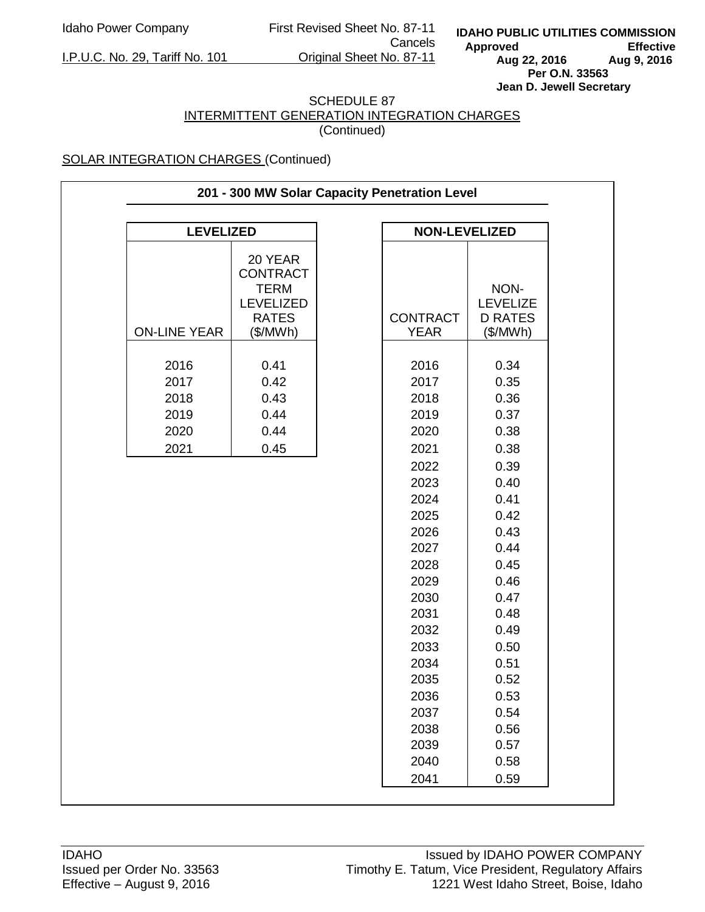Idaho Power Company

I.P.U.C. No. 29, Tariff No. 101

First Revised Sheet No. 87-11
Cancels
Original Sheet No. 87-11

**IDAHO PUBLIC UTILITIES COMMISSION**
**Approved** Aug 22, 2016 **Effective** Aug 9, 2016
**Per O.N. 33563**
**Jean D. Jewell Secretary**

SCHEDULE 87
INTERMITTENT GENERATION INTEGRATION CHARGES
(Continued)

SOLAR INTEGRATION CHARGES (Continued)

**201 - 300 MW Solar Capacity Penetration Level**

**LEVELIZED**

| ON-LINE YEAR | 20 YEAR CONTRACT TERM LEVELIZED RATES ($/MWh) |
|---|---|
| 2016 | 0.41 |
| 2017 | 0.42 |
| 2018 | 0.43 |
| 2019 | 0.44 |
| 2020 | 0.44 |
| 2021 | 0.45 |

**NON-LEVELIZED**

| CONTRACT YEAR | NON-LEVELIZED RATES ($/MWh) |
|---|---|
| 2016 | 0.34 |
| 2017 | 0.35 |
| 2018 | 0.36 |
| 2019 | 0.37 |
| 2020 | 0.38 |
| 2021 | 0.38 |
| 2022 | 0.39 |
| 2023 | 0.40 |
| 2024 | 0.41 |
| 2025 | 0.42 |
| 2026 | 0.43 |
| 2027 | 0.44 |
| 2028 | 0.45 |
| 2029 | 0.46 |
| 2030 | 0.47 |
| 2031 | 0.48 |
| 2032 | 0.49 |
| 2033 | 0.50 |
| 2034 | 0.51 |
| 2035 | 0.52 |
| 2036 | 0.53 |
| 2037 | 0.54 |
| 2038 | 0.56 |
| 2039 | 0.57 |
| 2040 | 0.58 |
| 2041 | 0.59 |

IDAHO
Issued per Order No. 33563
Effective – August 9, 2016

Issued by IDAHO POWER COMPANY
Timothy E. Tatum, Vice President, Regulatory Affairs
1221 West Idaho Street, Boise, Idaho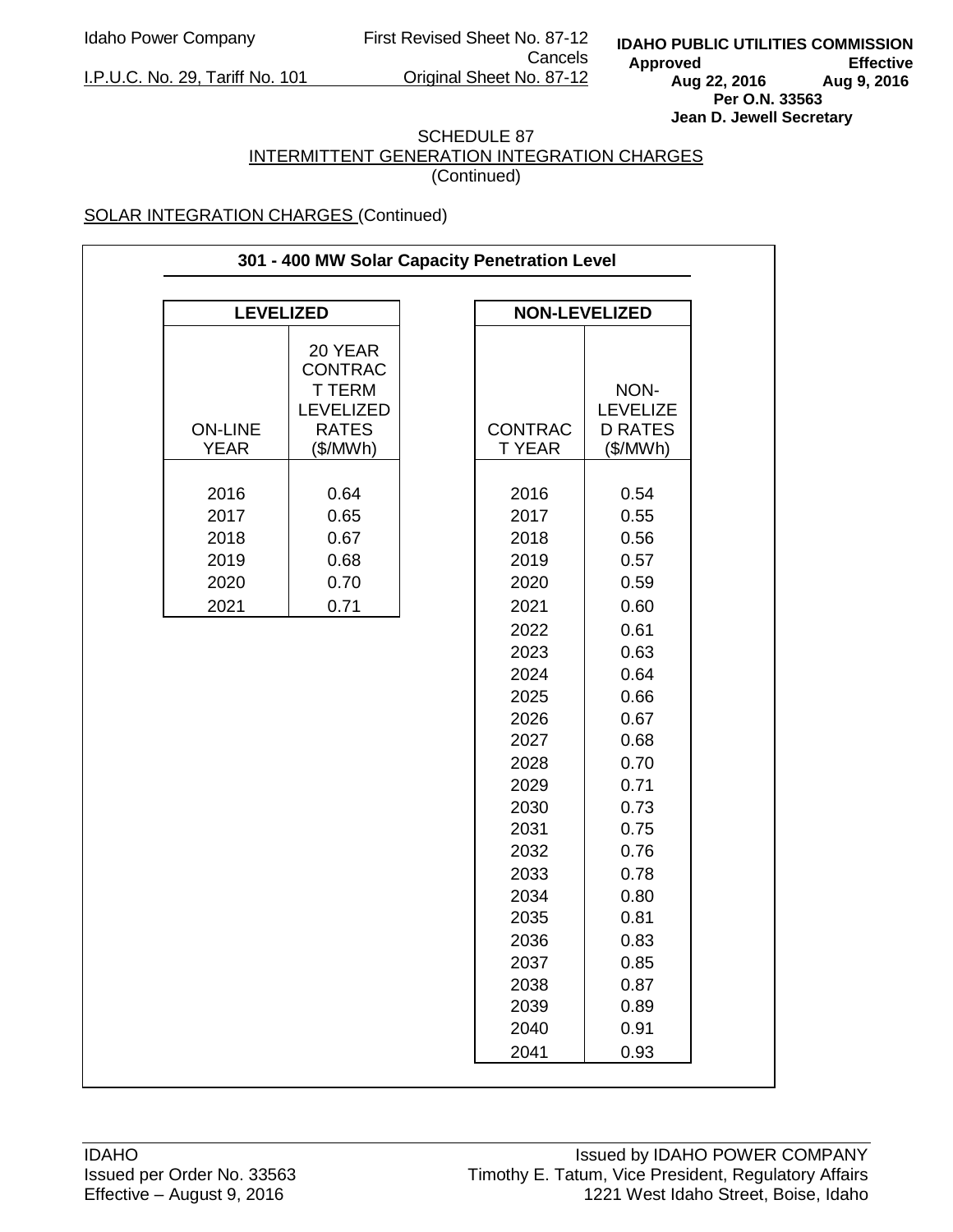Idaho Power Company — First Revised Sheet No. 87-12 Cancels Original Sheet No. 87-12

I.P.U.C. No. 29, Tariff No. 101

IDAHO PUBLIC UTILITIES COMMISSION
Approved Aug 22, 2016 — Effective Aug 9, 2016
Per O.N. 33563
Jean D. Jewell Secretary

# SCHEDULE 87
## INTERMITTENT GENERATION INTEGRATION CHARGES
(Continued)

SOLAR INTEGRATION CHARGES (Continued)

**301 - 400 MW Solar Capacity Penetration Level**

| **LEVELIZED** | |
|---|---|
| ON-LINE YEAR | 20 YEAR CONTRACT TERM LEVELIZED RATES ($/MWh) |
| 2016 | 0.64 |
| 2017 | 0.65 |
| 2018 | 0.67 |
| 2019 | 0.68 |
| 2020 | 0.70 |
| 2021 | 0.71 |

| **NON-LEVELIZED** | |
|---|---|
| CONTRACT YEAR | NON-LEVELIZED RATES ($/MWh) |
| 2016 | 0.54 |
| 2017 | 0.55 |
| 2018 | 0.56 |
| 2019 | 0.57 |
| 2020 | 0.59 |
| 2021 | 0.60 |
| 2022 | 0.61 |
| 2023 | 0.63 |
| 2024 | 0.64 |
| 2025 | 0.66 |
| 2026 | 0.67 |
| 2027 | 0.68 |
| 2028 | 0.70 |
| 2029 | 0.71 |
| 2030 | 0.73 |
| 2031 | 0.75 |
| 2032 | 0.76 |
| 2033 | 0.78 |
| 2034 | 0.80 |
| 2035 | 0.81 |
| 2036 | 0.83 |
| 2037 | 0.85 |
| 2038 | 0.87 |
| 2039 | 0.89 |
| 2040 | 0.91 |
| 2041 | 0.93 |

IDAHO
Issued per Order No. 33563
Effective – August 9, 2016

Issued by IDAHO POWER COMPANY
Timothy E. Tatum, Vice President, Regulatory Affairs
1221 West Idaho Street, Boise, Idaho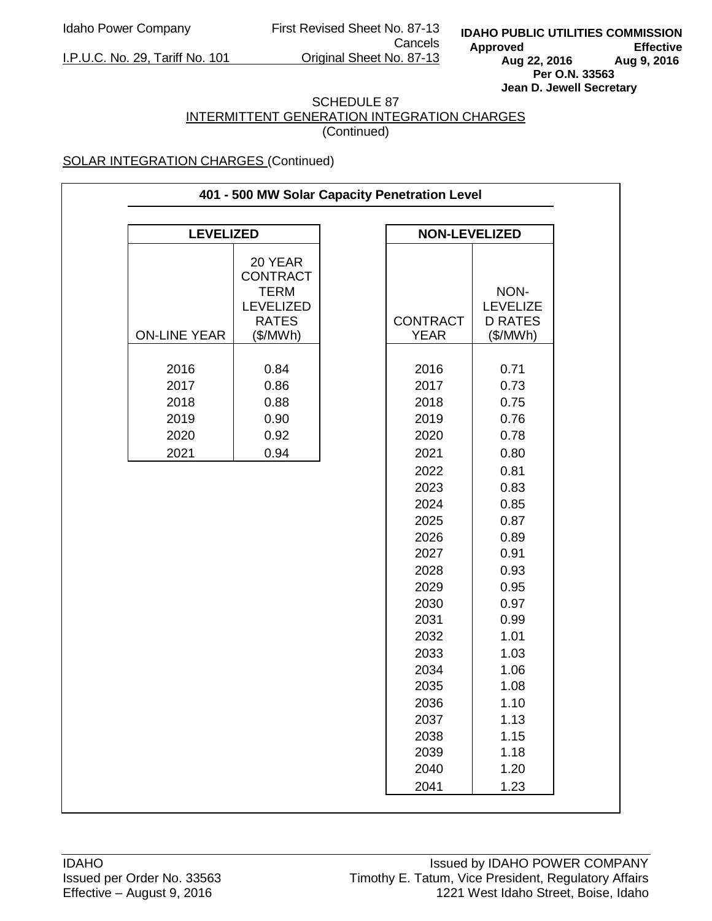Idaho Power Company First Revised Sheet No. 87-13
Cancels
I.P.U.C. No. 29, Tariff No. 101 Original Sheet No. 87-13

**IDAHO PUBLIC UTILITIES COMMISSION**
**Approved** **Effective**
**Aug 22, 2016** **Aug 9, 2016**
**Per O.N. 33563**
**Jean D. Jewell Secretary**

SCHEDULE 87
INTERMITTENT GENERATION INTEGRATION CHARGES
(Continued)

SOLAR INTEGRATION CHARGES (Continued)

**401 - 500 MW Solar Capacity Penetration Level**

**LEVELIZED**

| ON-LINE YEAR | 20 YEAR CONTRACT TERM LEVELIZED RATES ($/MWh) |
|---|---|
| 2016 | 0.84 |
| 2017 | 0.86 |
| 2018 | 0.88 |
| 2019 | 0.90 |
| 2020 | 0.92 |
| 2021 | 0.94 |

**NON-LEVELIZED**

| CONTRACT YEAR | NON-LEVELIZED RATES ($/MWh) |
|---|---|
| 2016 | 0.71 |
| 2017 | 0.73 |
| 2018 | 0.75 |
| 2019 | 0.76 |
| 2020 | 0.78 |
| 2021 | 0.80 |
| 2022 | 0.81 |
| 2023 | 0.83 |
| 2024 | 0.85 |
| 2025 | 0.87 |
| 2026 | 0.89 |
| 2027 | 0.91 |
| 2028 | 0.93 |
| 2029 | 0.95 |
| 2030 | 0.97 |
| 2031 | 0.99 |
| 2032 | 1.01 |
| 2033 | 1.03 |
| 2034 | 1.06 |
| 2035 | 1.08 |
| 2036 | 1.10 |
| 2037 | 1.13 |
| 2038 | 1.15 |
| 2039 | 1.18 |
| 2040 | 1.20 |
| 2041 | 1.23 |

IDAHO
Issued per Order No. 33563
Effective – August 9, 2016

Issued by IDAHO POWER COMPANY
Timothy E. Tatum, Vice President, Regulatory Affairs
1221 West Idaho Street, Boise, Idaho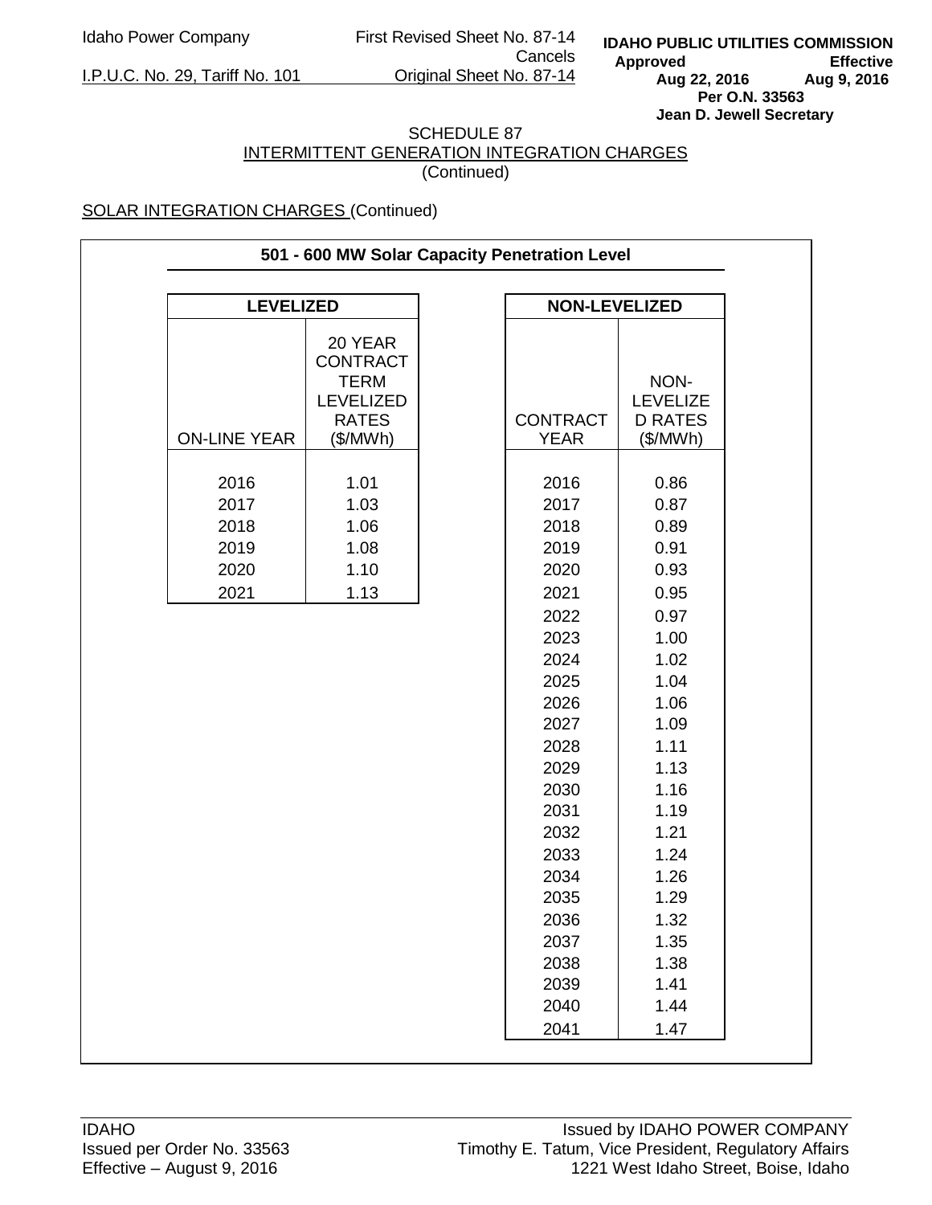Idaho Power Company

I.P.U.C. No. 29, Tariff No. 101

First Revised Sheet No. 87-14
Cancels
Original Sheet No. 87-14

**IDAHO PUBLIC UTILITIES COMMISSION**
**Approved** Aug 22, 2016 **Effective** Aug 9, 2016
**Per O.N. 33563**
**Jean D. Jewell Secretary**

SCHEDULE 87
INTERMITTENT GENERATION INTEGRATION CHARGES
(Continued)

SOLAR INTEGRATION CHARGES (Continued)

**501 - 600 MW Solar Capacity Penetration Level**

| **LEVELIZED** | |
|---|---|
| ON-LINE YEAR | 20 YEAR CONTRACT TERM LEVELIZED RATES ($/MWh) |
| 2016 | 1.01 |
| 2017 | 1.03 |
| 2018 | 1.06 |
| 2019 | 1.08 |
| 2020 | 1.10 |
| 2021 | 1.13 |

| **NON-LEVELIZED** | |
|---|---|
| CONTRACT YEAR | NON-LEVELIZED RATES ($/MWh) |
| 2016 | 0.86 |
| 2017 | 0.87 |
| 2018 | 0.89 |
| 2019 | 0.91 |
| 2020 | 0.93 |
| 2021 | 0.95 |
| 2022 | 0.97 |
| 2023 | 1.00 |
| 2024 | 1.02 |
| 2025 | 1.04 |
| 2026 | 1.06 |
| 2027 | 1.09 |
| 2028 | 1.11 |
| 2029 | 1.13 |
| 2030 | 1.16 |
| 2031 | 1.19 |
| 2032 | 1.21 |
| 2033 | 1.24 |
| 2034 | 1.26 |
| 2035 | 1.29 |
| 2036 | 1.32 |
| 2037 | 1.35 |
| 2038 | 1.38 |
| 2039 | 1.41 |
| 2040 | 1.44 |
| 2041 | 1.47 |

IDAHO
Issued per Order No. 33563
Effective – August 9, 2016

Issued by IDAHO POWER COMPANY
Timothy E. Tatum, Vice President, Regulatory Affairs
1221 West Idaho Street, Boise, Idaho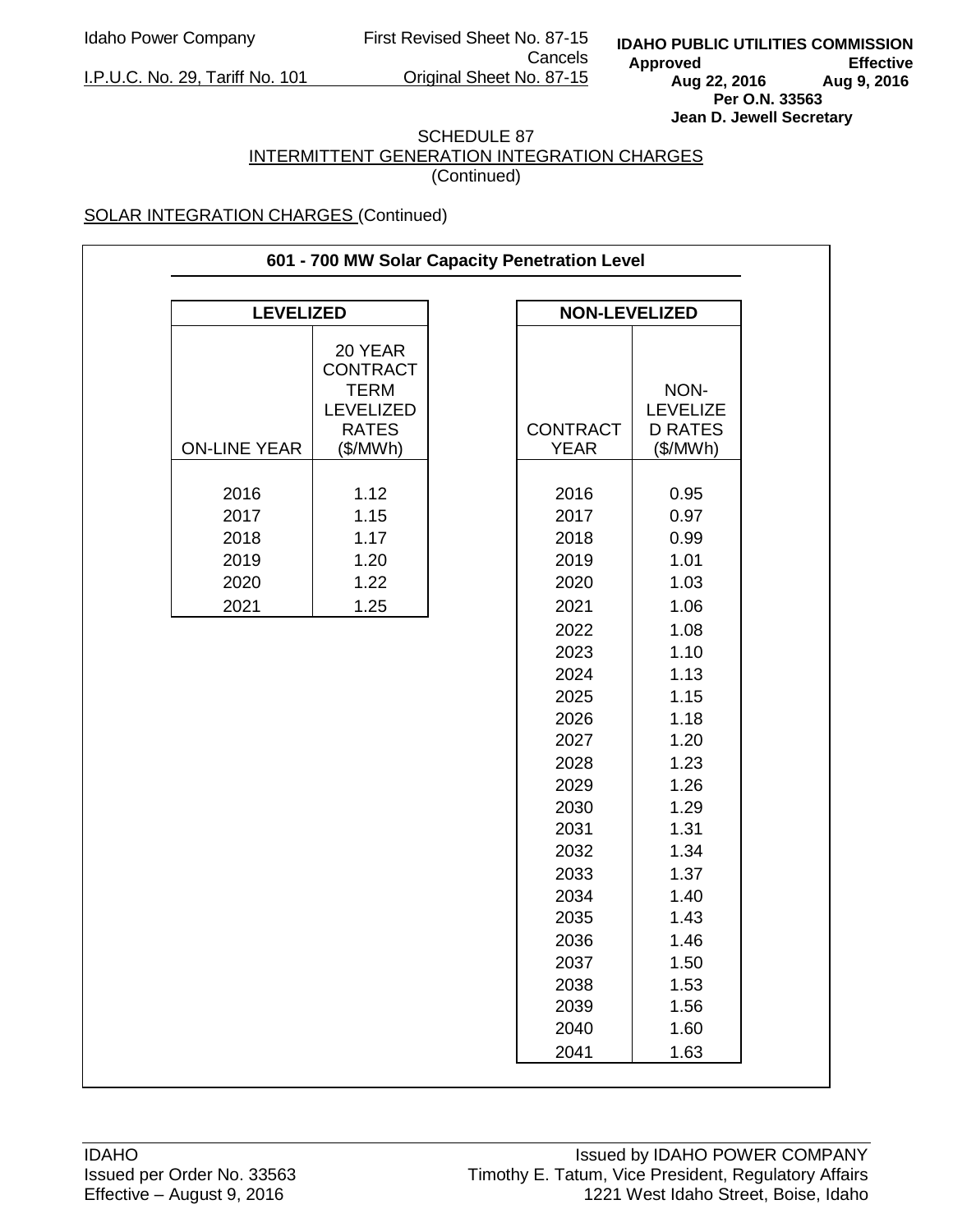Idaho Power Company | First Revised Sheet No. 87-15 Cancels Original Sheet No. 87-15

I.P.U.C. No. 29, Tariff No. 101

**IDAHO PUBLIC UTILITIES COMMISSION**
**Approved** Aug 22, 2016 **Effective** Aug 9, 2016
**Per O.N. 33563**
**Jean D. Jewell Secretary**

SCHEDULE 87
INTERMITTENT GENERATION INTEGRATION CHARGES
(Continued)

SOLAR INTEGRATION CHARGES (Continued)

**601 - 700 MW Solar Capacity Penetration Level**

**LEVELIZED**

| ON-LINE YEAR | 20 YEAR CONTRACT TERM LEVELIZED RATES ($/MWh) |
|---|---|
| 2016 | 1.12 |
| 2017 | 1.15 |
| 2018 | 1.17 |
| 2019 | 1.20 |
| 2020 | 1.22 |
| 2021 | 1.25 |

**NON-LEVELIZED**

| CONTRACT YEAR | NON-LEVELIZED RATES ($/MWh) |
|---|---|
| 2016 | 0.95 |
| 2017 | 0.97 |
| 2018 | 0.99 |
| 2019 | 1.01 |
| 2020 | 1.03 |
| 2021 | 1.06 |
| 2022 | 1.08 |
| 2023 | 1.10 |
| 2024 | 1.13 |
| 2025 | 1.15 |
| 2026 | 1.18 |
| 2027 | 1.20 |
| 2028 | 1.23 |
| 2029 | 1.26 |
| 2030 | 1.29 |
| 2031 | 1.31 |
| 2032 | 1.34 |
| 2033 | 1.37 |
| 2034 | 1.40 |
| 2035 | 1.43 |
| 2036 | 1.46 |
| 2037 | 1.50 |
| 2038 | 1.53 |
| 2039 | 1.56 |
| 2040 | 1.60 |
| 2041 | 1.63 |

IDAHO
Issued per Order No. 33563
Effective – August 9, 2016

Issued by IDAHO POWER COMPANY
Timothy E. Tatum, Vice President, Regulatory Affairs
1221 West Idaho Street, Boise, Idaho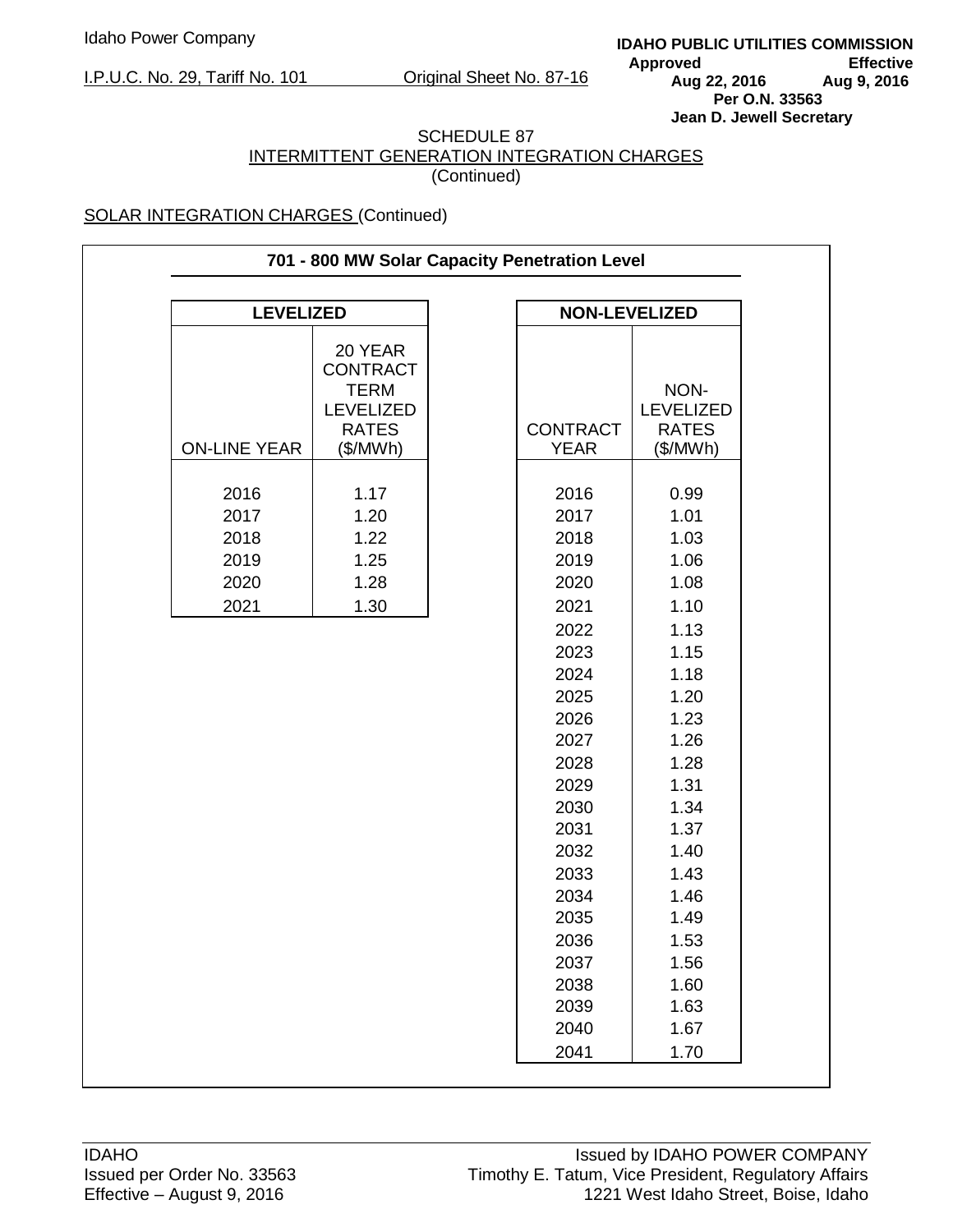Idaho Power Company

I.P.U.C. No. 29, Tariff No. 101 Original Sheet No. 87-16

**IDAHO PUBLIC UTILITIES COMMISSION**
**Approved Effective**
**Aug 22, 2016 Aug 9, 2016**
**Per O.N. 33563**
**Jean D. Jewell Secretary**

SCHEDULE 87
INTERMITTENT GENERATION INTEGRATION CHARGES
(Continued)

SOLAR INTEGRATION CHARGES (Continued)

**701 - 800 MW Solar Capacity Penetration Level**

**LEVELIZED**

| ON-LINE YEAR | 20 YEAR CONTRACT TERM LEVELIZED RATES ($/MWh) |
|---|---|
| 2016 | 1.17 |
| 2017 | 1.20 |
| 2018 | 1.22 |
| 2019 | 1.25 |
| 2020 | 1.28 |
| 2021 | 1.30 |

**NON-LEVELIZED**

| CONTRACT YEAR | NON-LEVELIZED RATES ($/MWh) |
|---|---|
| 2016 | 0.99 |
| 2017 | 1.01 |
| 2018 | 1.03 |
| 2019 | 1.06 |
| 2020 | 1.08 |
| 2021 | 1.10 |
| 2022 | 1.13 |
| 2023 | 1.15 |
| 2024 | 1.18 |
| 2025 | 1.20 |
| 2026 | 1.23 |
| 2027 | 1.26 |
| 2028 | 1.28 |
| 2029 | 1.31 |
| 2030 | 1.34 |
| 2031 | 1.37 |
| 2032 | 1.40 |
| 2033 | 1.43 |
| 2034 | 1.46 |
| 2035 | 1.49 |
| 2036 | 1.53 |
| 2037 | 1.56 |
| 2038 | 1.60 |
| 2039 | 1.63 |
| 2040 | 1.67 |
| 2041 | 1.70 |

IDAHO
Issued per Order No. 33563
Effective – August 9, 2016

Issued by IDAHO POWER COMPANY
Timothy E. Tatum, Vice President, Regulatory Affairs
1221 West Idaho Street, Boise, Idaho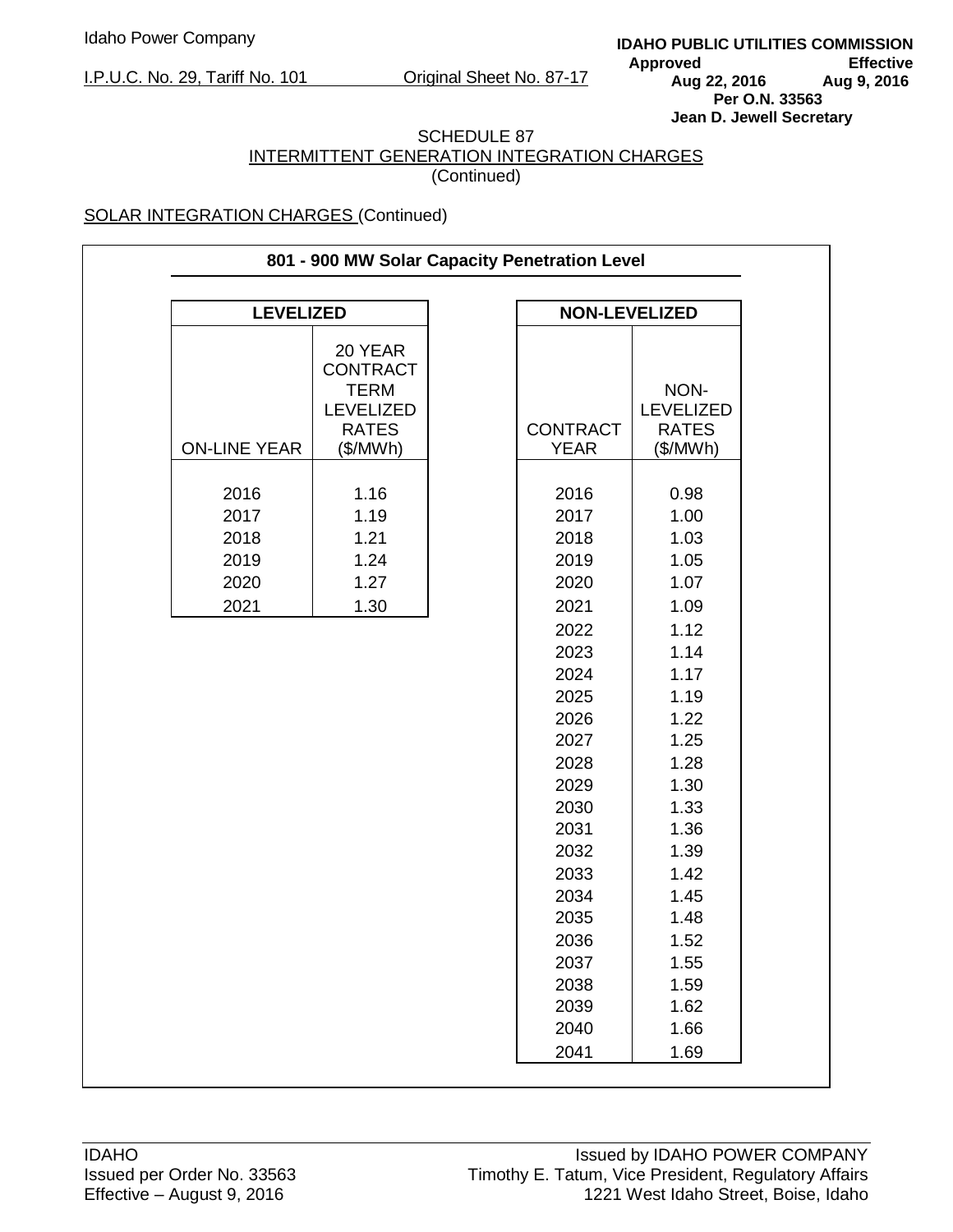Idaho Power Company

I.P.U.C. No. 29, Tariff No. 101 Original Sheet No. 87-17

**IDAHO PUBLIC UTILITIES COMMISSION**
**Approved Effective**
**Aug 22, 2016 Aug 9, 2016**
**Per O.N. 33563**
**Jean D. Jewell Secretary**

SCHEDULE 87
INTERMITTENT GENERATION INTEGRATION CHARGES
(Continued)

SOLAR INTEGRATION CHARGES (Continued)

**801 - 900 MW Solar Capacity Penetration Level**

**LEVELIZED**

| ON-LINE YEAR | 20 YEAR CONTRACT TERM LEVELIZED RATES ($/MWh) |
|---|---|
| 2016 | 1.16 |
| 2017 | 1.19 |
| 2018 | 1.21 |
| 2019 | 1.24 |
| 2020 | 1.27 |
| 2021 | 1.30 |

**NON-LEVELIZED**

| CONTRACT YEAR | NON-LEVELIZED RATES ($/MWh) |
|---|---|
| 2016 | 0.98 |
| 2017 | 1.00 |
| 2018 | 1.03 |
| 2019 | 1.05 |
| 2020 | 1.07 |
| 2021 | 1.09 |
| 2022 | 1.12 |
| 2023 | 1.14 |
| 2024 | 1.17 |
| 2025 | 1.19 |
| 2026 | 1.22 |
| 2027 | 1.25 |
| 2028 | 1.28 |
| 2029 | 1.30 |
| 2030 | 1.33 |
| 2031 | 1.36 |
| 2032 | 1.39 |
| 2033 | 1.42 |
| 2034 | 1.45 |
| 2035 | 1.48 |
| 2036 | 1.52 |
| 2037 | 1.55 |
| 2038 | 1.59 |
| 2039 | 1.62 |
| 2040 | 1.66 |
| 2041 | 1.69 |

IDAHO
Issued per Order No. 33563
Effective – August 9, 2016

Issued by IDAHO POWER COMPANY
Timothy E. Tatum, Vice President, Regulatory Affairs
1221 West Idaho Street, Boise, Idaho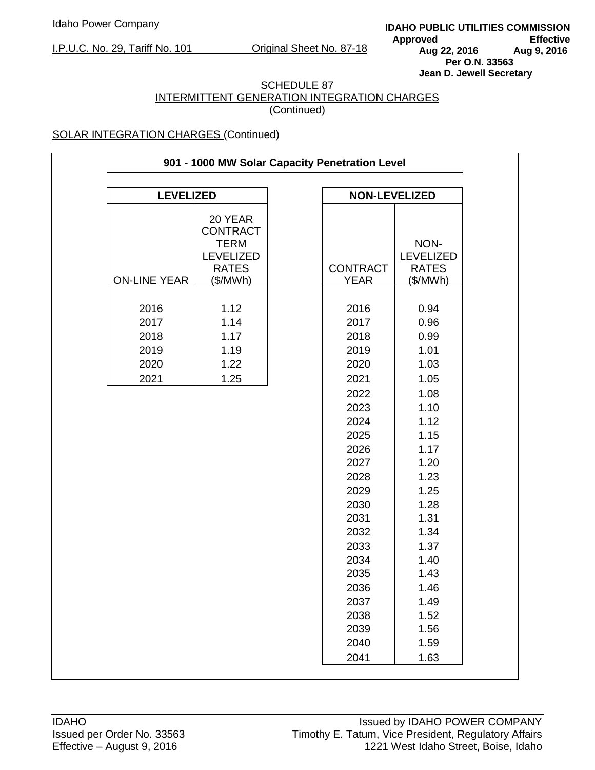Idaho Power Company

I.P.U.C. No. 29, Tariff No. 101 Original Sheet No. 87-18

**IDAHO PUBLIC UTILITIES COMMISSION**
**Approved Effective**
**Aug 22, 2016 Aug 9, 2016**
**Per O.N. 33563**
**Jean D. Jewell Secretary**

SCHEDULE 87
INTERMITTENT GENERATION INTEGRATION CHARGES
(Continued)

SOLAR INTEGRATION CHARGES (Continued)

**901 - 1000 MW Solar Capacity Penetration Level**

| **LEVELIZED** | |
|---|---|
| ON-LINE YEAR | 20 YEAR CONTRACT TERM LEVELIZED RATES ($/MWh) |
| 2016 | 1.12 |
| 2017 | 1.14 |
| 2018 | 1.17 |
| 2019 | 1.19 |
| 2020 | 1.22 |
| 2021 | 1.25 |

| **NON-LEVELIZED** | |
|---|---|
| CONTRACT YEAR | NON-LEVELIZED RATES ($/MWh) |
| 2016 | 0.94 |
| 2017 | 0.96 |
| 2018 | 0.99 |
| 2019 | 1.01 |
| 2020 | 1.03 |
| 2021 | 1.05 |
| 2022 | 1.08 |
| 2023 | 1.10 |
| 2024 | 1.12 |
| 2025 | 1.15 |
| 2026 | 1.17 |
| 2027 | 1.20 |
| 2028 | 1.23 |
| 2029 | 1.25 |
| 2030 | 1.28 |
| 2031 | 1.31 |
| 2032 | 1.34 |
| 2033 | 1.37 |
| 2034 | 1.40 |
| 2035 | 1.43 |
| 2036 | 1.46 |
| 2037 | 1.49 |
| 2038 | 1.52 |
| 2039 | 1.56 |
| 2040 | 1.59 |
| 2041 | 1.63 |

IDAHO
Issued per Order No. 33563
Effective – August 9, 2016

Issued by IDAHO POWER COMPANY
Timothy E. Tatum, Vice President, Regulatory Affairs
1221 West Idaho Street, Boise, Idaho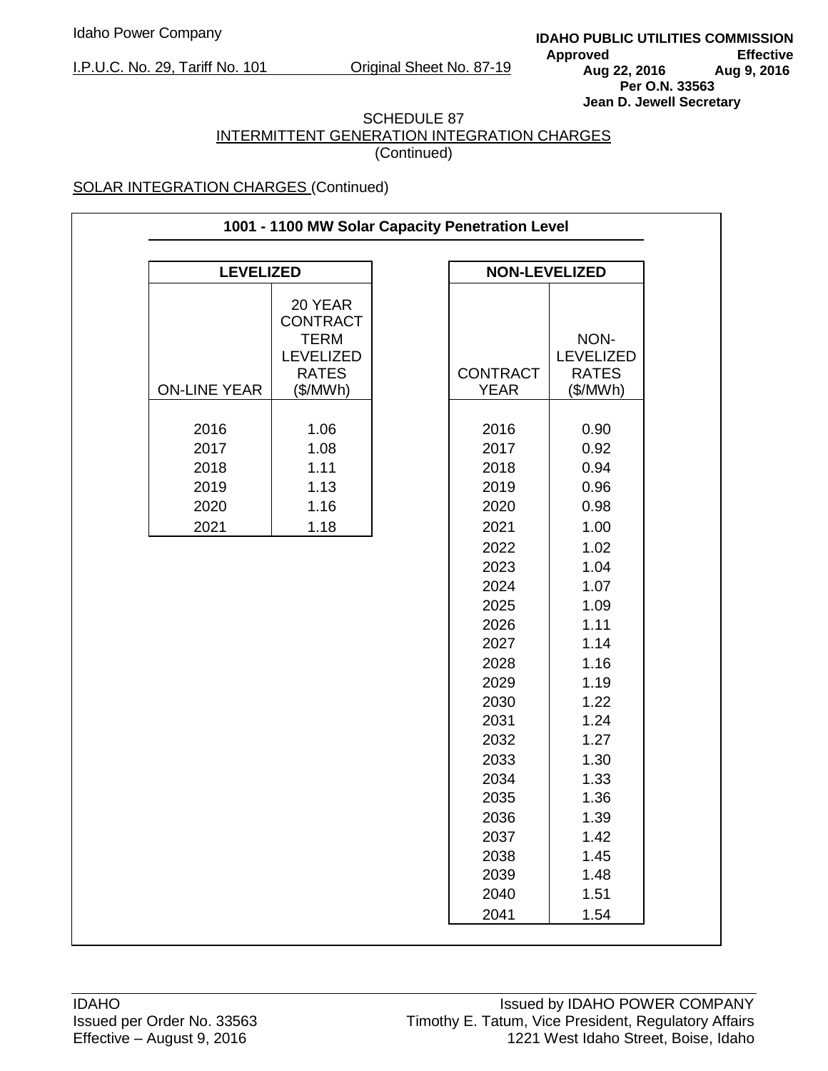Idaho Power Company

I.P.U.C. No. 29, Tariff No. 101 Original Sheet No. 87-19

**IDAHO PUBLIC UTILITIES COMMISSION**
**Approved Effective**
**Aug 22, 2016 Aug 9, 2016**
**Per O.N. 33563**
**Jean D. Jewell Secretary**

SCHEDULE 87
INTERMITTENT GENERATION INTEGRATION CHARGES
(Continued)

SOLAR INTEGRATION CHARGES (Continued)

**1001 - 1100 MW Solar Capacity Penetration Level**

| **LEVELIZED** | |
|---|---|
| ON-LINE YEAR | 20 YEAR CONTRACT TERM LEVELIZED RATES ($/MWh) |
| 2016 | 1.06 |
| 2017 | 1.08 |
| 2018 | 1.11 |
| 2019 | 1.13 |
| 2020 | 1.16 |
| 2021 | 1.18 |

| **NON-LEVELIZED** | |
|---|---|
| CONTRACT YEAR | NON-LEVELIZED RATES ($/MWh) |
| 2016 | 0.90 |
| 2017 | 0.92 |
| 2018 | 0.94 |
| 2019 | 0.96 |
| 2020 | 0.98 |
| 2021 | 1.00 |
| 2022 | 1.02 |
| 2023 | 1.04 |
| 2024 | 1.07 |
| 2025 | 1.09 |
| 2026 | 1.11 |
| 2027 | 1.14 |
| 2028 | 1.16 |
| 2029 | 1.19 |
| 2030 | 1.22 |
| 2031 | 1.24 |
| 2032 | 1.27 |
| 2033 | 1.30 |
| 2034 | 1.33 |
| 2035 | 1.36 |
| 2036 | 1.39 |
| 2037 | 1.42 |
| 2038 | 1.45 |
| 2039 | 1.48 |
| 2040 | 1.51 |
| 2041 | 1.54 |

IDAHO
Issued per Order No. 33563
Effective – August 9, 2016

Issued by IDAHO POWER COMPANY
Timothy E. Tatum, Vice President, Regulatory Affairs
1221 West Idaho Street, Boise, Idaho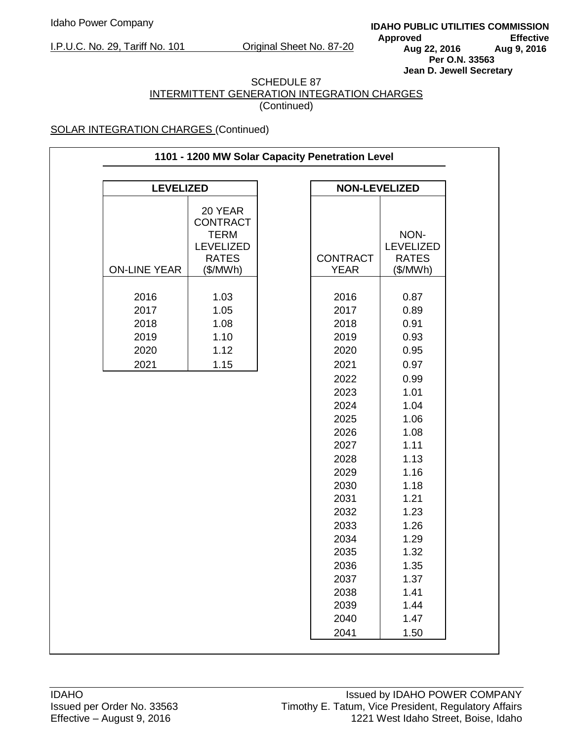SCHEDULE 87
INTERMITTENT GENERATION INTEGRATION CHARGES
(Continued)

SOLAR INTEGRATION CHARGES (Continued)

**1101 - 1200 MW Solar Capacity Penetration Level**

| **LEVELIZED** | |
|---|---|
| ON-LINE YEAR | 20 YEAR CONTRACT TERM LEVELIZED RATES ($/MWh) |
| 2016 | 1.03 |
| 2017 | 1.05 |
| 2018 | 1.08 |
| 2019 | 1.10 |
| 2020 | 1.12 |
| 2021 | 1.15 |

| **NON-LEVELIZED** | |
|---|---|
| CONTRACT YEAR | NON-LEVELIZED RATES ($/MWh) |
| 2016 | 0.87 |
| 2017 | 0.89 |
| 2018 | 0.91 |
| 2019 | 0.93 |
| 2020 | 0.95 |
| 2021 | 0.97 |
| 2022 | 0.99 |
| 2023 | 1.01 |
| 2024 | 1.04 |
| 2025 | 1.06 |
| 2026 | 1.08 |
| 2027 | 1.11 |
| 2028 | 1.13 |
| 2029 | 1.16 |
| 2030 | 1.18 |
| 2031 | 1.21 |
| 2032 | 1.23 |
| 2033 | 1.26 |
| 2034 | 1.29 |
| 2035 | 1.32 |
| 2036 | 1.35 |
| 2037 | 1.37 |
| 2038 | 1.41 |
| 2039 | 1.44 |
| 2040 | 1.47 |
| 2041 | 1.50 |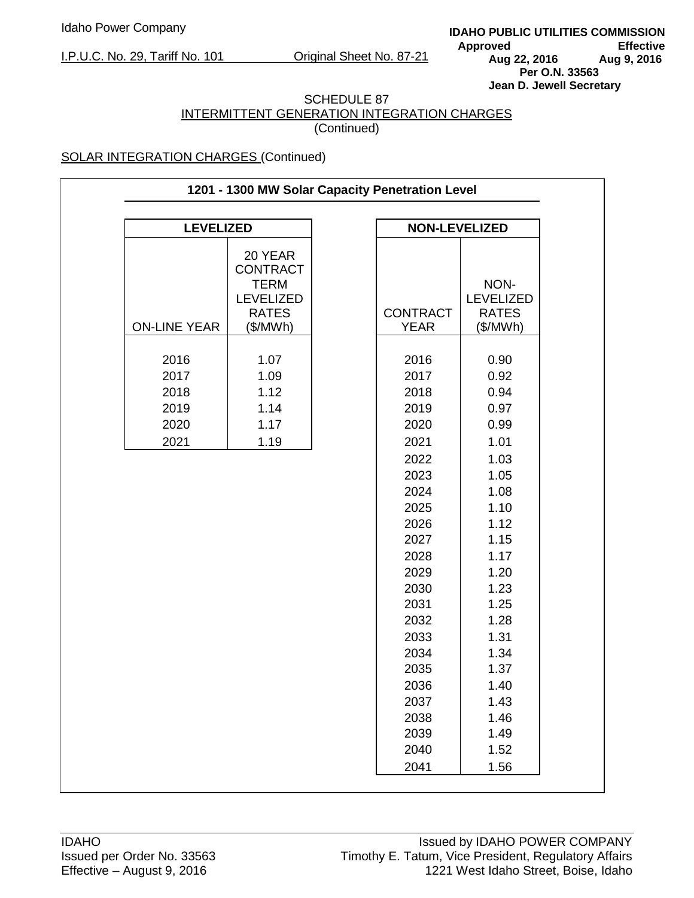SCHEDULE 87
INTERMITTENT GENERATION INTEGRATION CHARGES
(Continued)

SOLAR INTEGRATION CHARGES (Continued)

**1201 - 1300 MW Solar Capacity Penetration Level**

| LEVELIZED | |
|---|---|
| ON-LINE YEAR | 20 YEAR CONTRACT TERM LEVELIZED RATES ($/MWh) |
| 2016 | 1.07 |
| 2017 | 1.09 |
| 2018 | 1.12 |
| 2019 | 1.14 |
| 2020 | 1.17 |
| 2021 | 1.19 |

| NON-LEVELIZED | |
|---|---|
| CONTRACT YEAR | NON-LEVELIZED RATES ($/MWh) |
| 2016 | 0.90 |
| 2017 | 0.92 |
| 2018 | 0.94 |
| 2019 | 0.97 |
| 2020 | 0.99 |
| 2021 | 1.01 |
| 2022 | 1.03 |
| 2023 | 1.05 |
| 2024 | 1.08 |
| 2025 | 1.10 |
| 2026 | 1.12 |
| 2027 | 1.15 |
| 2028 | 1.17 |
| 2029 | 1.20 |
| 2030 | 1.23 |
| 2031 | 1.25 |
| 2032 | 1.28 |
| 2033 | 1.31 |
| 2034 | 1.34 |
| 2035 | 1.37 |
| 2036 | 1.40 |
| 2037 | 1.43 |
| 2038 | 1.46 |
| 2039 | 1.49 |
| 2040 | 1.52 |
| 2041 | 1.56 |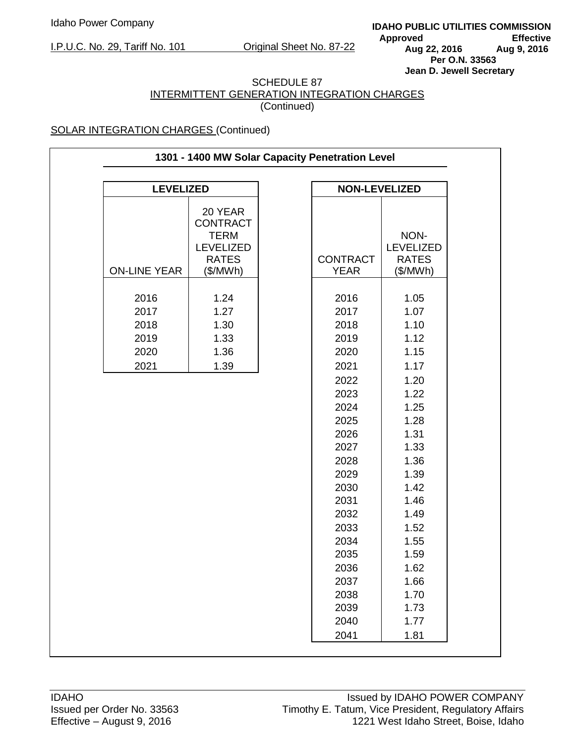Idaho Power Company

I.P.U.C. No. 29, Tariff No. 101 Original Sheet No. 87-22

**IDAHO PUBLIC UTILITIES COMMISSION**
**Approved Effective**
**Aug 22, 2016 Aug 9, 2016**
**Per O.N. 33563**
**Jean D. Jewell Secretary**

SCHEDULE 87
INTERMITTENT GENERATION INTEGRATION CHARGES
(Continued)

SOLAR INTEGRATION CHARGES (Continued)

**1301 - 1400 MW Solar Capacity Penetration Level**

| **LEVELIZED** | |
|---|---|
| ON-LINE YEAR | 20 YEAR CONTRACT TERM LEVELIZED RATES ($/MWh) |
| 2016 | 1.24 |
| 2017 | 1.27 |
| 2018 | 1.30 |
| 2019 | 1.33 |
| 2020 | 1.36 |
| 2021 | 1.39 |

| **NON-LEVELIZED** | |
|---|---|
| CONTRACT YEAR | NON-LEVELIZED RATES ($/MWh) |
| 2016 | 1.05 |
| 2017 | 1.07 |
| 2018 | 1.10 |
| 2019 | 1.12 |
| 2020 | 1.15 |
| 2021 | 1.17 |
| 2022 | 1.20 |
| 2023 | 1.22 |
| 2024 | 1.25 |
| 2025 | 1.28 |
| 2026 | 1.31 |
| 2027 | 1.33 |
| 2028 | 1.36 |
| 2029 | 1.39 |
| 2030 | 1.42 |
| 2031 | 1.46 |
| 2032 | 1.49 |
| 2033 | 1.52 |
| 2034 | 1.55 |
| 2035 | 1.59 |
| 2036 | 1.62 |
| 2037 | 1.66 |
| 2038 | 1.70 |
| 2039 | 1.73 |
| 2040 | 1.77 |
| 2041 | 1.81 |

IDAHO
Issued per Order No. 33563
Effective – August 9, 2016

Issued by IDAHO POWER COMPANY
Timothy E. Tatum, Vice President, Regulatory Affairs
1221 West Idaho Street, Boise, Idaho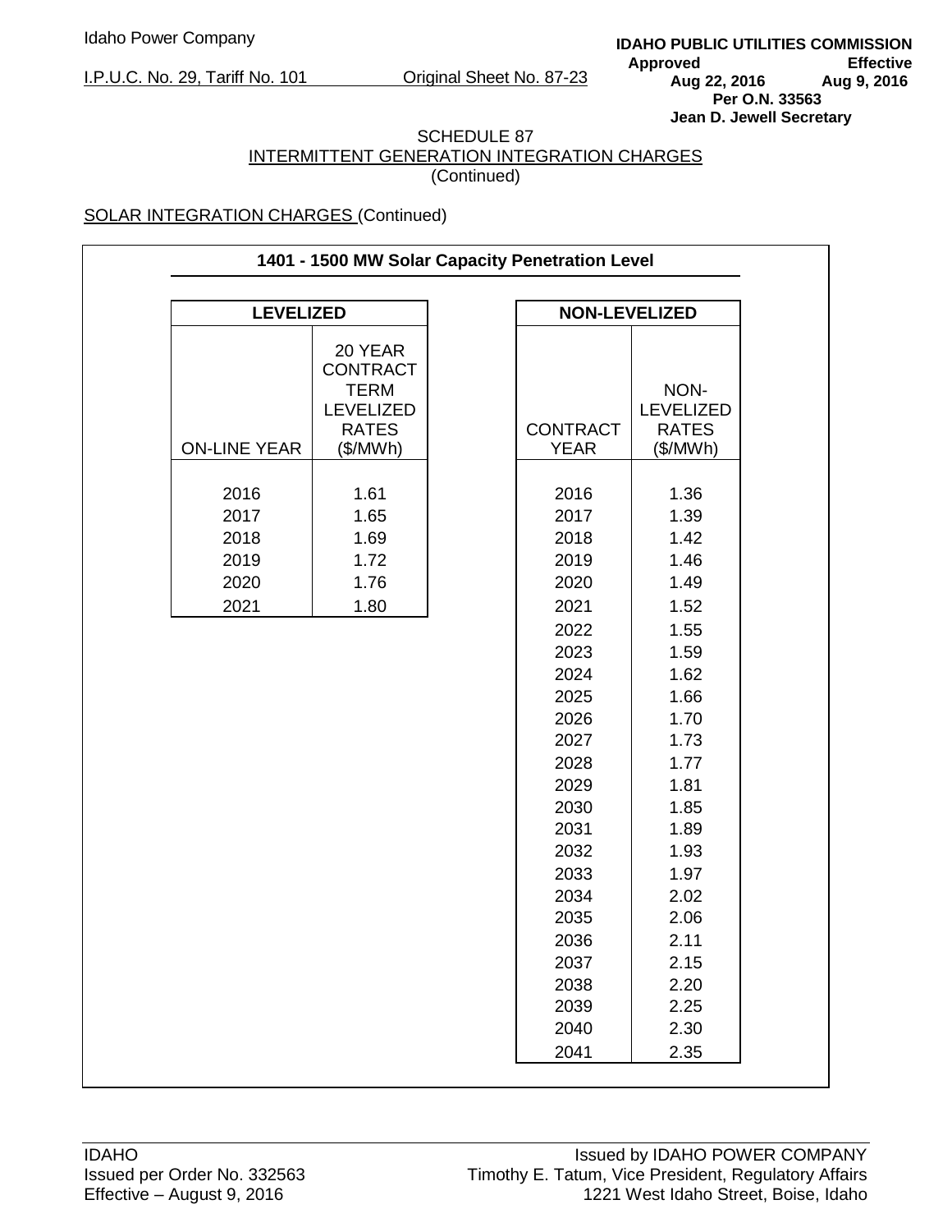SCHEDULE 87
INTERMITTENT GENERATION INTEGRATION CHARGES
(Continued)

SOLAR INTEGRATION CHARGES (Continued)

**1401 - 1500 MW Solar Capacity Penetration Level**

**LEVELIZED**

| ON-LINE YEAR | 20 YEAR CONTRACT TERM LEVELIZED RATES ($/MWh) |
|---|---|
| 2016 | 1.61 |
| 2017 | 1.65 |
| 2018 | 1.69 |
| 2019 | 1.72 |
| 2020 | 1.76 |
| 2021 | 1.80 |

**NON-LEVELIZED**

| CONTRACT YEAR | NON-LEVELIZED RATES ($/MWh) |
|---|---|
| 2016 | 1.36 |
| 2017 | 1.39 |
| 2018 | 1.42 |
| 2019 | 1.46 |
| 2020 | 1.49 |
| 2021 | 1.52 |
| 2022 | 1.55 |
| 2023 | 1.59 |
| 2024 | 1.62 |
| 2025 | 1.66 |
| 2026 | 1.70 |
| 2027 | 1.73 |
| 2028 | 1.77 |
| 2029 | 1.81 |
| 2030 | 1.85 |
| 2031 | 1.89 |
| 2032 | 1.93 |
| 2033 | 1.97 |
| 2034 | 2.02 |
| 2035 | 2.06 |
| 2036 | 2.11 |
| 2037 | 2.15 |
| 2038 | 2.20 |
| 2039 | 2.25 |
| 2040 | 2.30 |
| 2041 | 2.35 |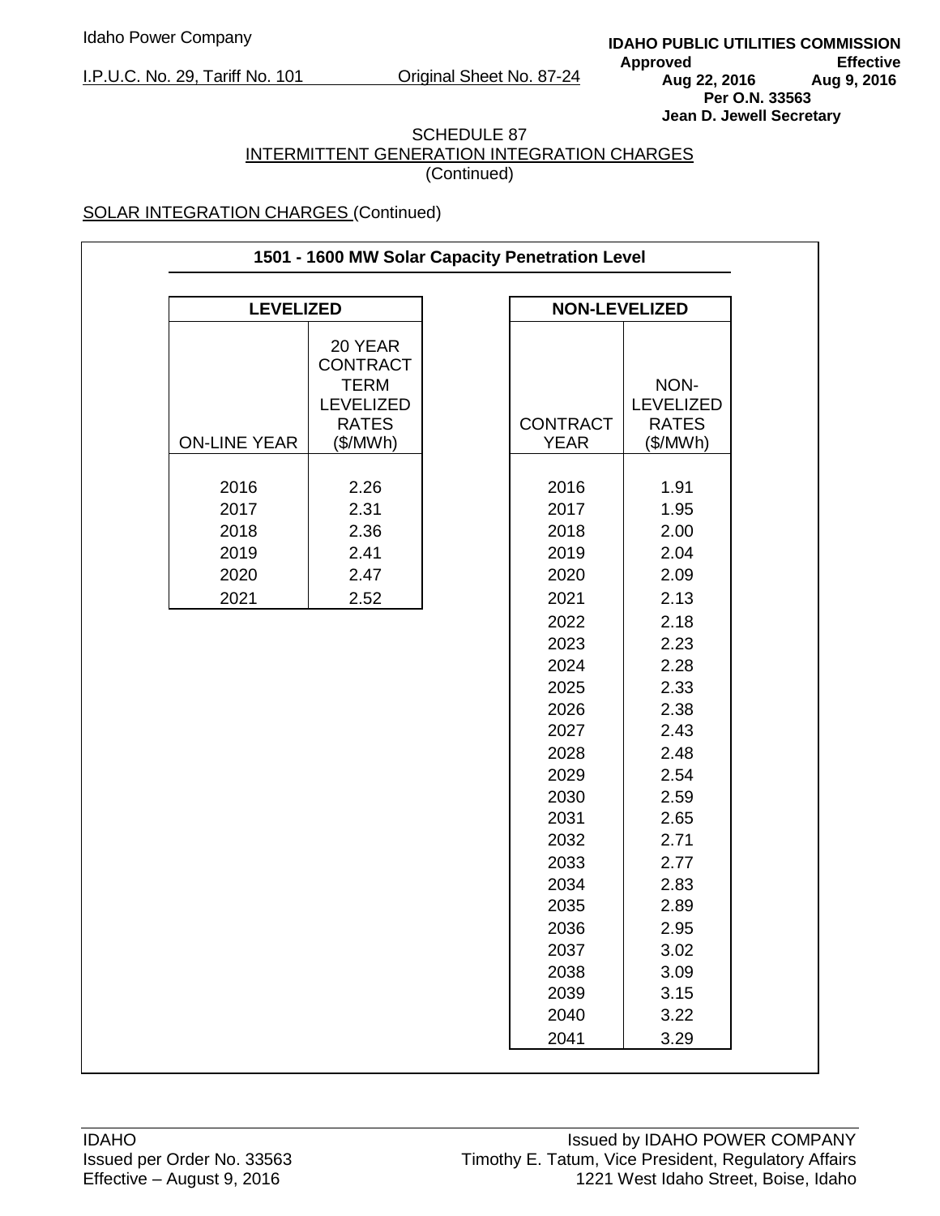Idaho Power Company

I.P.U.C. No. 29, Tariff No. 101 Original Sheet No. 87-24

**IDAHO PUBLIC UTILITIES COMMISSION**
**Approved Effective**
**Aug 22, 2016 Aug 9, 2016**
**Per O.N. 33563**
**Jean D. Jewell Secretary**

SCHEDULE 87
INTERMITTENT GENERATION INTEGRATION CHARGES
(Continued)

SOLAR INTEGRATION CHARGES (Continued)

**1501 - 1600 MW Solar Capacity Penetration Level**

| LEVELIZED | |
|---|---|
| ON-LINE YEAR | 20 YEAR CONTRACT TERM LEVELIZED RATES ($/MWh) |
| 2016 | 2.26 |
| 2017 | 2.31 |
| 2018 | 2.36 |
| 2019 | 2.41 |
| 2020 | 2.47 |
| 2021 | 2.52 |

| NON-LEVELIZED | |
|---|---|
| CONTRACT YEAR | NON-LEVELIZED RATES ($/MWh) |
| 2016 | 1.91 |
| 2017 | 1.95 |
| 2018 | 2.00 |
| 2019 | 2.04 |
| 2020 | 2.09 |
| 2021 | 2.13 |
| 2022 | 2.18 |
| 2023 | 2.23 |
| 2024 | 2.28 |
| 2025 | 2.33 |
| 2026 | 2.38 |
| 2027 | 2.43 |
| 2028 | 2.48 |
| 2029 | 2.54 |
| 2030 | 2.59 |
| 2031 | 2.65 |
| 2032 | 2.71 |
| 2033 | 2.77 |
| 2034 | 2.83 |
| 2035 | 2.89 |
| 2036 | 2.95 |
| 2037 | 3.02 |
| 2038 | 3.09 |
| 2039 | 3.15 |
| 2040 | 3.22 |
| 2041 | 3.29 |

IDAHO
Issued per Order No. 33563
Effective – August 9, 2016

Issued by IDAHO POWER COMPANY
Timothy E. Tatum, Vice President, Regulatory Affairs
1221 West Idaho Street, Boise, Idaho